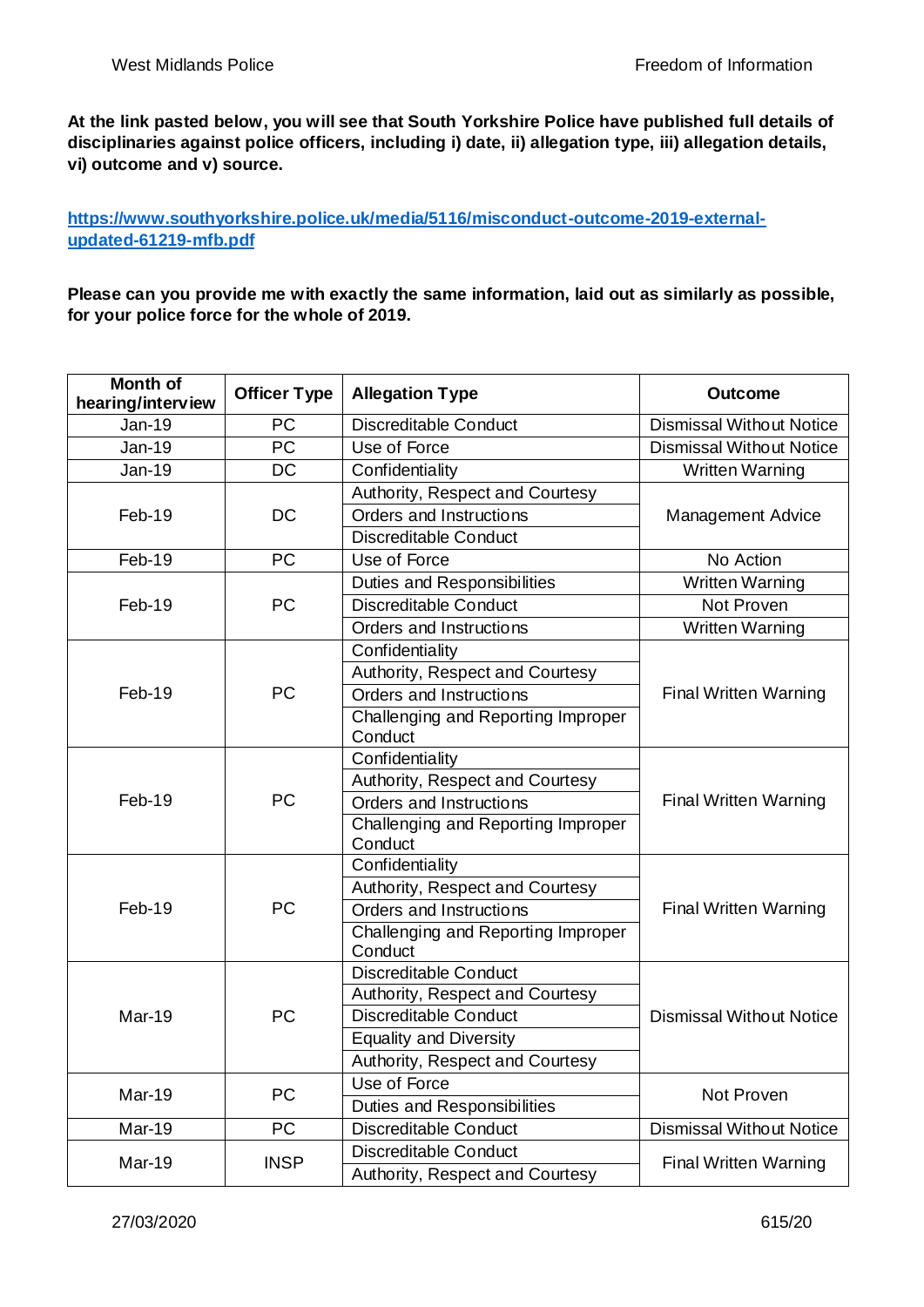**At the link pasted below, you will see that South Yorkshire Police have published full details of disciplinaries against police officers, including i) date, ii) allegation type, iii) allegation details, vi) outcome and v) source.**

[https://www.southyorkshire.police.uk/media/5116/misconduct-outcome-2019-external-updated-61219-mfb.pdf](https://www.southyorkshire.police.uk/media/5116/misconduct-outcome-2019-external-updated-61219-mfb.pdf)

**Please can you provide me with exactly the same information, laid out as similarly as possible, for your police force for the whole of 2019.**

| Month of hearing/interview | Officer Type | Allegation Type | Outcome |
|---|---|---|---|
| Jan-19 | PC | Discreditable Conduct | Dismissal Without Notice |
| Jan-19 | PC | Use of Force | Dismissal Without Notice |
| Jan-19 | DC | Confidentiality | Written Warning |
| Feb-19 | DC | Authority, Respect and Courtesy | Management Advice |
| | | Orders and Instructions | |
| | | Discreditable Conduct | |
| Feb-19 | PC | Use of Force | No Action |
| Feb-19 | PC | Duties and Responsibilities | Written Warning |
| | | Discreditable Conduct | Not Proven |
| | | Orders and Instructions | Written Warning |
| Feb-19 | PC | Confidentiality | Final Written Warning |
| | | Authority, Respect and Courtesy | |
| | | Orders and Instructions | |
| | | Challenging and Reporting Improper Conduct | |
| Feb-19 | PC | Confidentiality | Final Written Warning |
| | | Authority, Respect and Courtesy | |
| | | Orders and Instructions | |
| | | Challenging and Reporting Improper Conduct | |
| Feb-19 | PC | Confidentiality | Final Written Warning |
| | | Authority, Respect and Courtesy | |
| | | Orders and Instructions | |
| | | Challenging and Reporting Improper Conduct | |
| Mar-19 | PC | Discreditable Conduct | Dismissal Without Notice |
| | | Authority, Respect and Courtesy | |
| | | Discreditable Conduct | |
| | | Equality and Diversity | |
| | | Authority, Respect and Courtesy | |
| Mar-19 | PC | Use of Force | Not Proven |
| | | Duties and Responsibilities | |
| Mar-19 | PC | Discreditable Conduct | Dismissal Without Notice |
| Mar-19 | INSP | Discreditable Conduct | Final Written Warning |
| | | Authority, Respect and Courtesy | |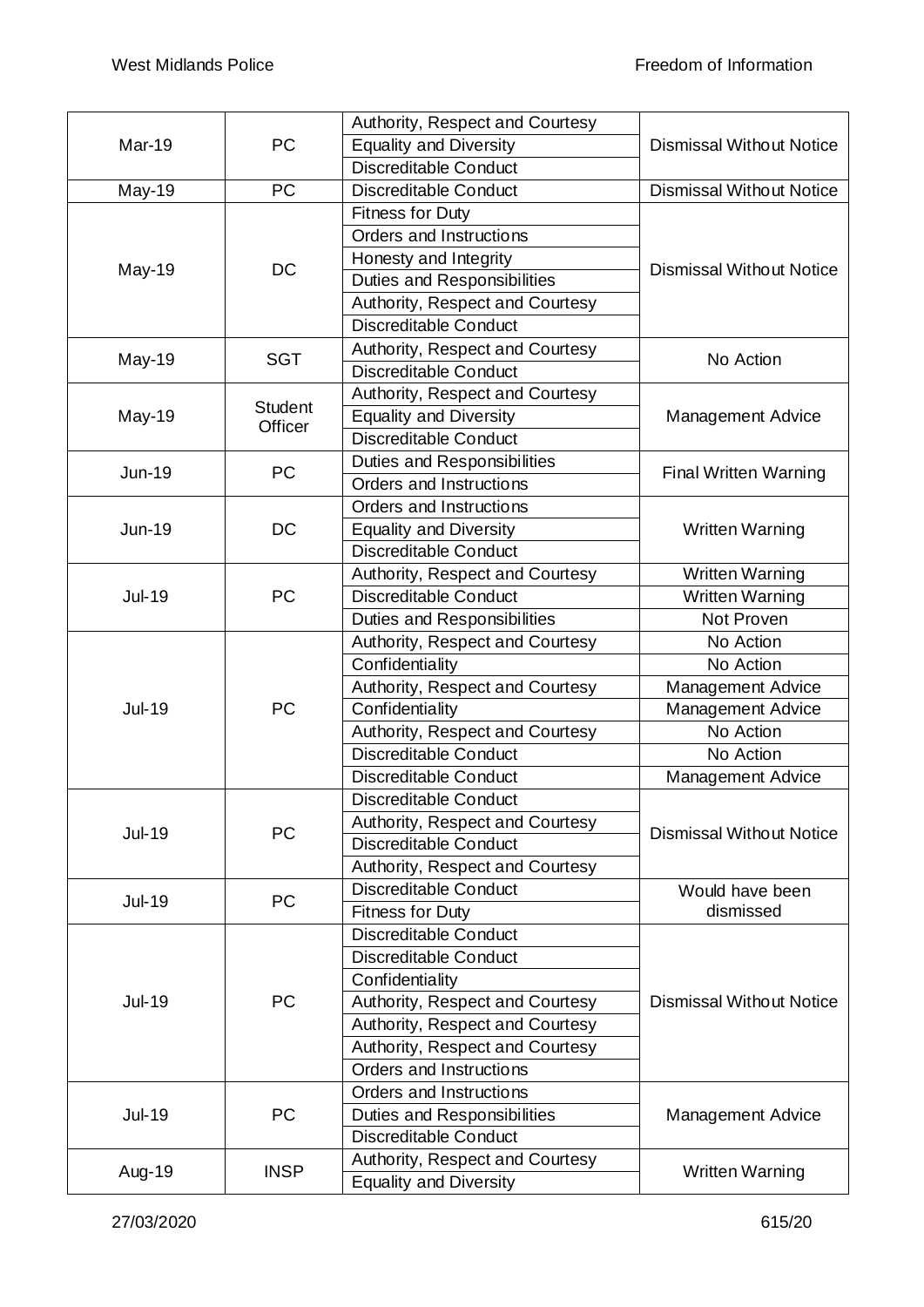| | | | |
|---|---|---|---|
| Mar-19 | PC | Authority, Respect and Courtesy | Dismissal Without Notice |
| | | Equality and Diversity | |
| | | Discreditable Conduct | |
| May-19 | PC | Discreditable Conduct | Dismissal Without Notice |
| May-19 | DC | Fitness for Duty | Dismissal Without Notice |
| | | Orders and Instructions | |
| | | Honesty and Integrity | |
| | | Duties and Responsibilities | |
| | | Authority, Respect and Courtesy | |
| | | Discreditable Conduct | |
| May-19 | SGT | Authority, Respect and Courtesy | No Action |
| | | Discreditable Conduct | |
| May-19 | Student Officer | Authority, Respect and Courtesy | Management Advice |
| | | Equality and Diversity | |
| | | Discreditable Conduct | |
| Jun-19 | PC | Duties and Responsibilities | Final Written Warning |
| | | Orders and Instructions | |
| Jun-19 | DC | Orders and Instructions | Written Warning |
| | | Equality and Diversity | |
| | | Discreditable Conduct | |
| Jul-19 | PC | Authority, Respect and Courtesy | Written Warning |
| | | Discreditable Conduct | Written Warning |
| | | Duties and Responsibilities | Not Proven |
| Jul-19 | PC | Authority, Respect and Courtesy | No Action |
| | | Confidentiality | No Action |
| | | Authority, Respect and Courtesy | Management Advice |
| | | Confidentiality | Management Advice |
| | | Authority, Respect and Courtesy | No Action |
| | | Discreditable Conduct | No Action |
| | | Discreditable Conduct | Management Advice |
| Jul-19 | PC | Discreditable Conduct | Dismissal Without Notice |
| | | Authority, Respect and Courtesy | |
| | | Discreditable Conduct | |
| | | Authority, Respect and Courtesy | |
| Jul-19 | PC | Discreditable Conduct | Would have been dismissed |
| | | Fitness for Duty | |
| Jul-19 | PC | Discreditable Conduct | Dismissal Without Notice |
| | | Discreditable Conduct | |
| | | Confidentiality | |
| | | Authority, Respect and Courtesy | |
| | | Authority, Respect and Courtesy | |
| | | Authority, Respect and Courtesy | |
| | | Orders and Instructions | |
| Jul-19 | PC | Orders and Instructions | Management Advice |
| | | Duties and Responsibilities | |
| | | Discreditable Conduct | |
| Aug-19 | INSP | Authority, Respect and Courtesy | Written Warning |
| | | Equality and Diversity | |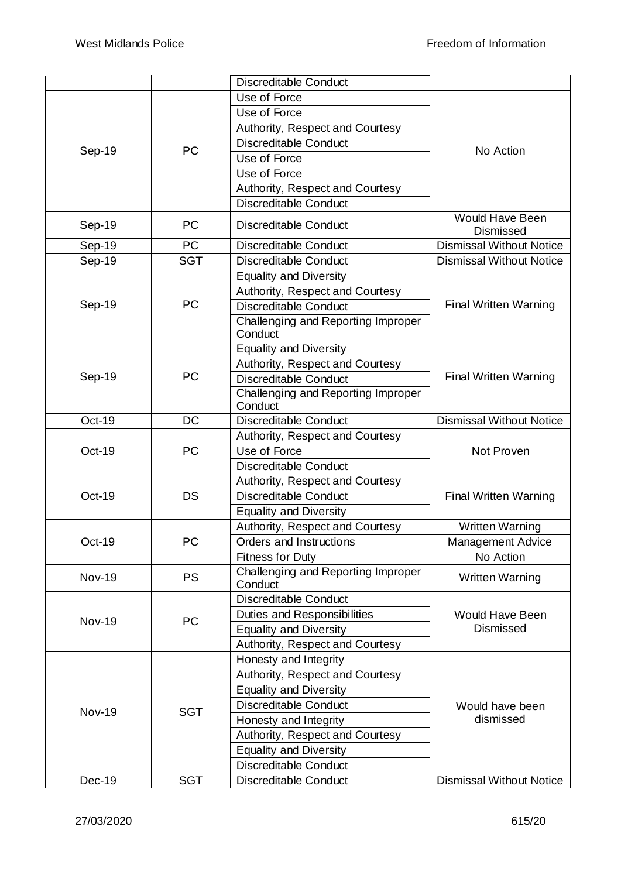| | | Discreditable Conduct | |
|---|---|---|---|
| Sep-19 | PC | Use of Force | No Action |
| | | Use of Force | |
| | | Authority, Respect and Courtesy | |
| | | Discreditable Conduct | |
| | | Use of Force | |
| | | Use of Force | |
| | | Authority, Respect and Courtesy | |
| | | Discreditable Conduct | |
| Sep-19 | PC | Discreditable Conduct | Would Have Been Dismissed |
| Sep-19 | PC | Discreditable Conduct | Dismissal Without Notice |
| Sep-19 | SGT | Discreditable Conduct | Dismissal Without Notice |
| Sep-19 | PC | Equality and Diversity | Final Written Warning |
| | | Authority, Respect and Courtesy | |
| | | Discreditable Conduct | |
| | | Challenging and Reporting Improper Conduct | |
| Sep-19 | PC | Equality and Diversity | Final Written Warning |
| | | Authority, Respect and Courtesy | |
| | | Discreditable Conduct | |
| | | Challenging and Reporting Improper Conduct | |
| Oct-19 | DC | Discreditable Conduct | Dismissal Without Notice |
| Oct-19 | PC | Authority, Respect and Courtesy | Not Proven |
| | | Use of Force | |
| | | Discreditable Conduct | |
| Oct-19 | DS | Authority, Respect and Courtesy | Final Written Warning |
| | | Discreditable Conduct | |
| | | Equality and Diversity | |
| Oct-19 | PC | Authority, Respect and Courtesy | Written Warning |
| | | Orders and Instructions | Management Advice |
| | | Fitness for Duty | No Action |
| Nov-19 | PS | Challenging and Reporting Improper Conduct | Written Warning |
| Nov-19 | PC | Discreditable Conduct | Would Have Been Dismissed |
| | | Duties and Responsibilities | |
| | | Equality and Diversity | |
| | | Authority, Respect and Courtesy | |
| Nov-19 | SGT | Honesty and Integrity | Would have been dismissed |
| | | Authority, Respect and Courtesy | |
| | | Equality and Diversity | |
| | | Discreditable Conduct | |
| | | Honesty and Integrity | |
| | | Authority, Respect and Courtesy | |
| | | Equality and Diversity | |
| | | Discreditable Conduct | |
| Dec-19 | SGT | Discreditable Conduct | Dismissal Without Notice |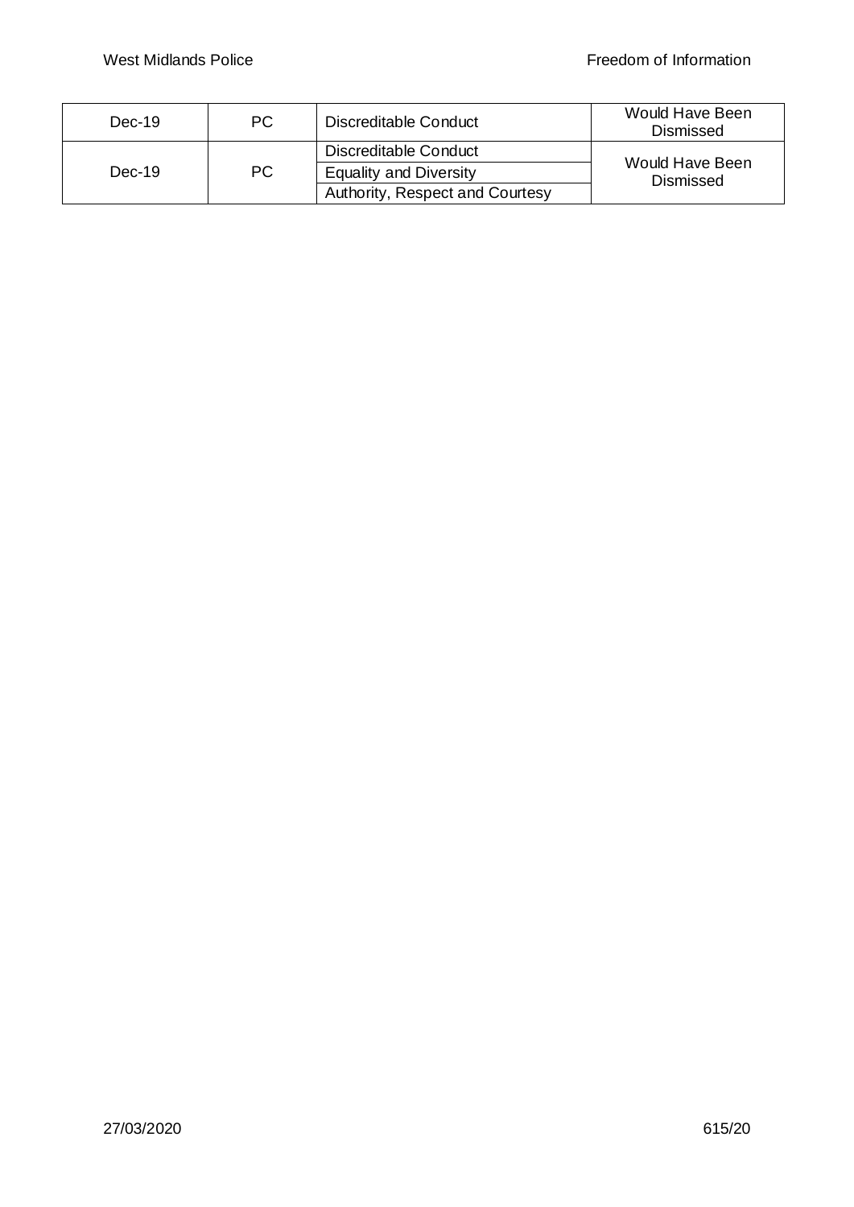| | | | |
|---|---|---|---|
| Dec-19 | PC | Discreditable Conduct | Would Have Been Dismissed |
| Dec-19 | PC | Discreditable Conduct | Would Have Been Dismissed |
| | | Equality and Diversity | |
| | | Authority, Respect and Courtesy | |